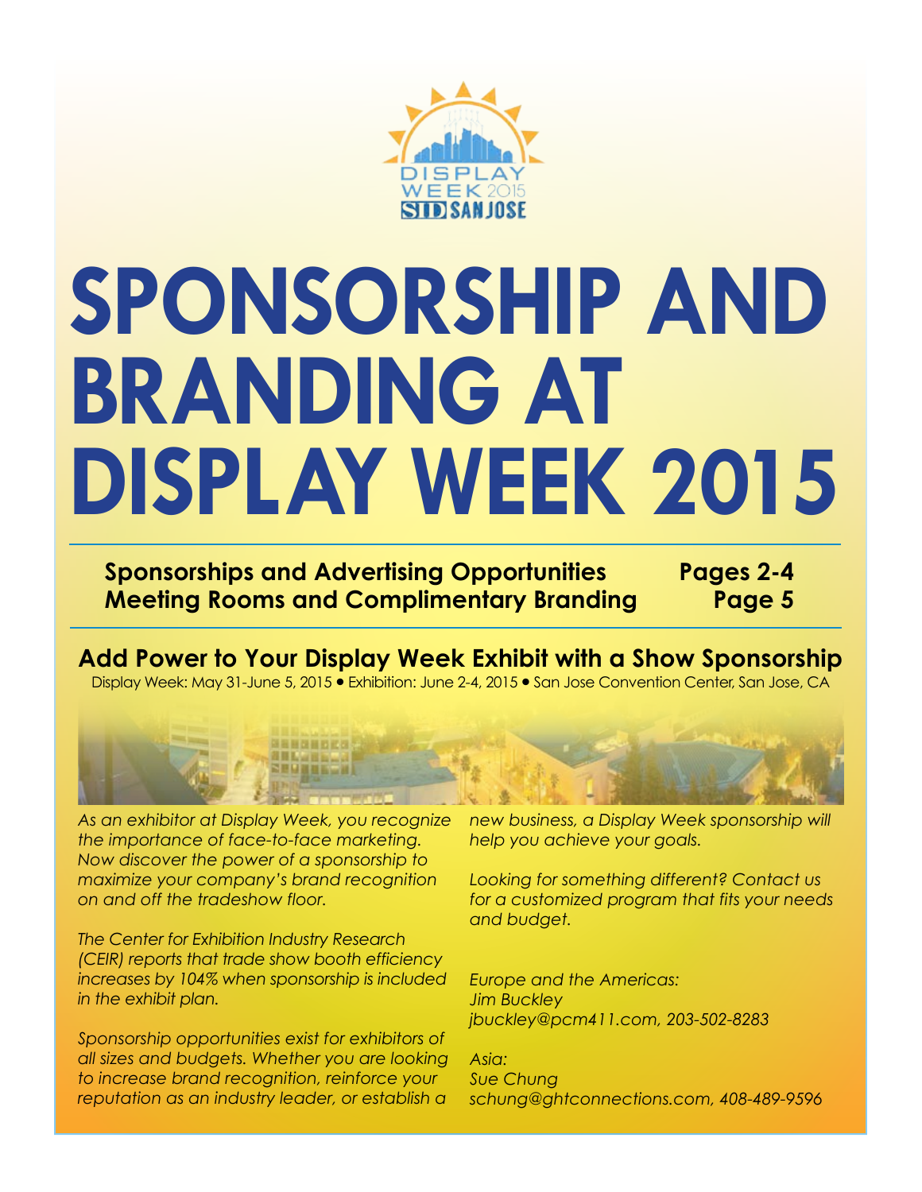DISPLAY WEEK 2015
SID SAN JOSE

# SPONSORSHIP AND BRANDING AT DISPLAY WEEK 2015

**Sponsorships and Advertising Opportunities — Pages 2-4**
**Meeting Rooms and Complimentary Branding — Page 5**

## Add Power to Your Display Week Exhibit with a Show Sponsorship

Display Week: May 31-June 5, 2015 • Exhibition: June 2-4, 2015 • San Jose Convention Center, San Jose, CA

*As an exhibitor at Display Week, you recognize the importance of face-to-face marketing. Now discover the power of a sponsorship to maximize your company's brand recognition on and off the tradeshow floor.*

*The Center for Exhibition Industry Research (CEIR) reports that trade show booth efficiency increases by 104% when sponsorship is included in the exhibit plan.*

*Sponsorship opportunities exist for exhibitors of all sizes and budgets. Whether you are looking to increase brand recognition, reinforce your reputation as an industry leader, or establish a new business, a Display Week sponsorship will help you achieve your goals.*

*Looking for something different? Contact us for a customized program that fits your needs and budget.*

*Europe and the Americas:*
*Jim Buckley*
*jbuckley@pcm411.com, 203-502-8283*

*Asia:*
*Sue Chung*
*schung@ghtconnections.com, 408-489-9596*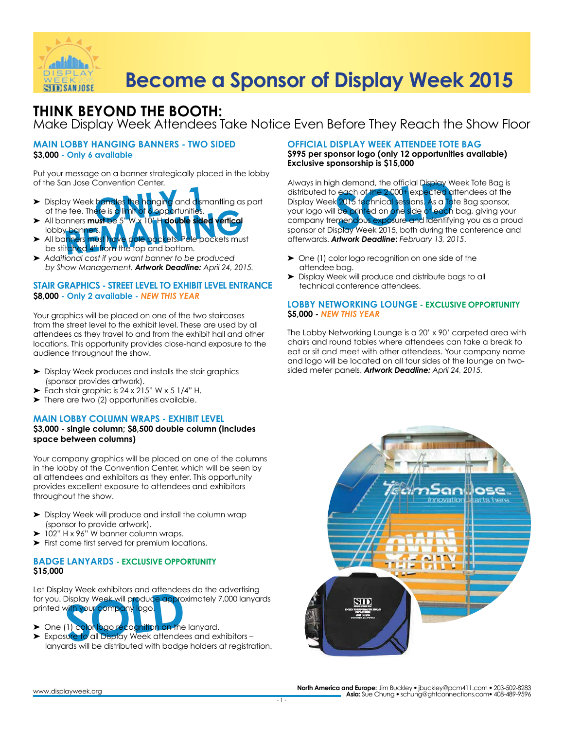# Become a Sponsor of Display Week 2015

## THINK BEYOND THE BOOTH:

Make Display Week Attendees Take Notice Even Before They Reach the Show Floor

### MAIN LOBBY HANGING BANNERS - TWO SIDED

**$3,000** - Only 6 available

**ONLY 1 REMAINING**

Put your message on a banner strategically placed in the lobby of the San Jose Convention Center.

- Display Week handles the hanging and dismantling as part of the fee. There is a limit of 6 opportunities.
- All banners **must** be 5" W x 10' H **double sided vertical** lobby banners.
- All banners must have pole pockets. Pole pockets must be stitched 4" from the top and bottom.
- *Additional cost if you want banner to be produced by Show Management.* ***Artwork Deadline:*** *April 24, 2015.*

### STAIR GRAPHICS - STREET LEVEL TO EXHIBIT LEVEL ENTRANCE

**$8,000** - Only 2 available - *NEW THIS YEAR*

Your graphics will be placed on one of the two staircases from the street level to the exhibit level. These are used by all attendees as they travel to and from the exhibit hall and other locations. This opportunity provides close-hand exposure to the audience throughout the show.

- Display Week produces and installs the stair graphics (sponsor provides artwork).
- Each stair graphic is 24 x 215" W x 5 1/4" H.
- There are two (2) opportunities available.

### MAIN LOBBY COLUMN WRAPS - EXHIBIT LEVEL

**$3,000 - single column; $8,500 double column (includes space between columns)**

Your company graphics will be placed on one of the columns in the lobby of the Convention Center, which will be seen by all attendees and exhibitors as they enter. This opportunity provides excellent exposure to attendees and exhibitors throughout the show.

- Display Week will produce and install the column wrap (sponsor to provide artwork).
- 102" H x 96" W banner column wraps.
- First come first served for premium locations.

### BADGE LANYARDS - EXCLUSIVE OPPORTUNITY

**$15,000**

**SOLD**

Let Display Week exhibitors and attendees do the advertising for you. Display Week will produce approximately 7,000 lanyards printed with your company logo.

- One (1) color logo recognition on the lanyard.
- Exposure to all Display Week attendees and exhibitors – lanyards will be distributed with badge holders at registration.

### OFFICIAL DISPLAY WEEK ATTENDEE TOTE BAG

**$995 per sponsor logo (only 12 opportunities available)**
**Exclusive sponsorship is $15,000**

**SOLD**

Always in high demand, the official Display Week Tote Bag is distributed to each of the 2,000+ expected attendees at the Display Week 2015 technical sessions. As a Tote Bag sponsor, your logo will be printed on one side of each bag, giving your company tremendous exposure and identifying you as a proud sponsor of Display Week 2015, both during the conference and afterwards. ***Artwork Deadline:*** *February 13, 2015.*

- One (1) color logo recognition on one side of the attendee bag.
- Display Week will produce and distribute bags to all technical conference attendees.

### LOBBY NETWORKING LOUNGE - EXCLUSIVE OPPORTUNITY

**$5,000** - *NEW THIS YEAR*

The Lobby Networking Lounge is a 20' x 90' carpeted area with chairs and round tables where attendees can take a break to eat or sit and meet with other attendees. Your company name and logo will be located on all four sides of the lounge on two-sided meter panels. ***Artwork Deadline:*** *April 24, 2015.*

www.displayweek.org

**North America and Europe:** Jim Buckley • jbuckley@pcm411.com • 203-502-8283
**Asia:** Sue Chung • schung@ghtconnections.com • 408-489-9596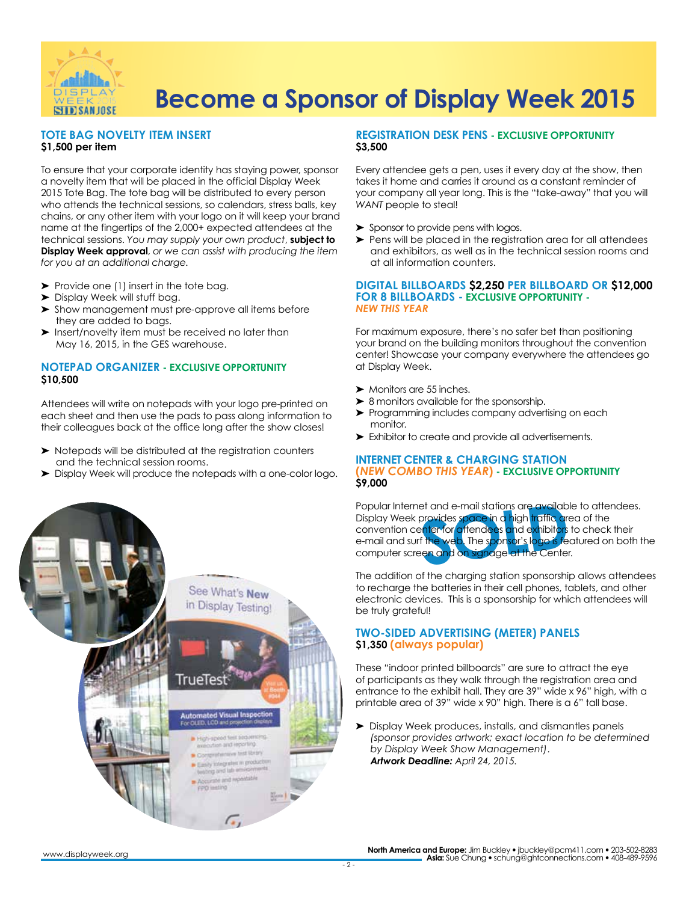# Become a Sponsor of Display Week 2015

## TOTE BAG NOVELTY ITEM INSERT
**$1,500 per item**

To ensure that your corporate identity has staying power, sponsor a novelty item that will be placed in the official Display Week 2015 Tote Bag. The tote bag will be distributed to every person who attends the technical sessions, so calendars, stress balls, key chains, or any other item with your logo on it will keep your brand name at the fingertips of the 2,000+ expected attendees at the technical sessions. *You may supply your own product*, **subject to Display Week approval**, *or we can assist with producing the item for you at an additional charge.*

- Provide one (1) insert in the tote bag.
- Display Week will stuff bag.
- Show management must pre-approve all items before they are added to bags.
- Insert/novelty item must be received no later than May 16, 2015, in the GES warehouse.

## NOTEPAD ORGANIZER - EXCLUSIVE OPPORTUNITY
**$10,500**

Attendees will write on notepads with your logo pre-printed on each sheet and then use the pads to pass along information to their colleagues back at the office long after the show closes!

- Notepads will be distributed at the registration counters and the technical session rooms.
- Display Week will produce the notepads with a one-color logo.

## REGISTRATION DESK PENS - EXCLUSIVE OPPORTUNITY
**$3,500**

Every attendee gets a pen, uses it every day at the show, then takes it home and carries it around as a constant reminder of your company all year long. This is the "take-away" that you will *WANT* people to steal!

- Sponsor to provide pens with logos.
- Pens will be placed in the registration area for all attendees and exhibitors, as well as in the technical session rooms and at all information counters.

## DIGITAL BILLBOARDS $2,250 PER BILLBOARD OR $12,000 FOR 8 BILLBOARDS - EXCLUSIVE OPPORTUNITY - *NEW THIS YEAR*

For maximum exposure, there's no safer bet than positioning your brand on the building monitors throughout the convention center! Showcase your company everywhere the attendees go at Display Week.

- Monitors are 55 inches.
- 8 monitors available for the sponsorship.
- Programming includes company advertising on each monitor.
- Exhibitor to create and provide all advertisements.

## INTERNET CENTER & CHARGING STATION (*NEW COMBO THIS YEAR*) - EXCLUSIVE OPPORTUNITY
**$9,000**

SOLD

Popular Internet and e-mail stations are available to attendees. Display Week provides space in a high traffic area of the convention center for attendees and exhibitors to check their e-mail and surf the web. The sponsor's logo is featured on both the computer screen and on signage at the Center.

The addition of the charging station sponsorship allows attendees to recharge the batteries in their cell phones, tablets, and other electronic devices. This is a sponsorship for which attendees will be truly grateful!

## TWO-SIDED ADVERTISING (METER) PANELS
**$1,350** (always popular)

These "indoor printed billboards" are sure to attract the eye of participants as they walk through the registration area and entrance to the exhibit hall. They are 39" wide x 96" high, with a printable area of 39" wide x 90" high. There is a 6" tall base.

- Display Week produces, installs, and dismantles panels *(sponsor provides artwork; exact location to be determined by Display Week Show Management)*. ***Artwork Deadline:*** *April 24, 2015.*

www.displayweek.org

**North America and Europe:** Jim Buckley • jbuckley@pcm411.com • 203-502-8283
**Asia:** Sue Chung • schung@ghtconnections.com • 408-489-9596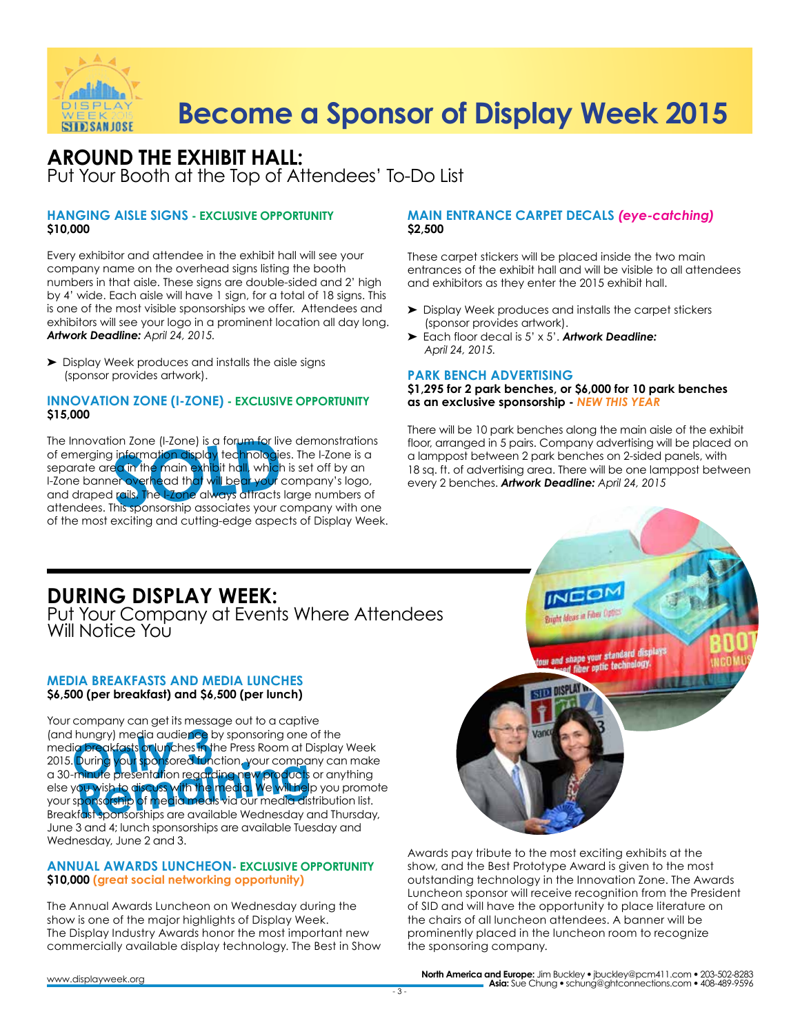# Become a Sponsor of Display Week 2015

## AROUND THE EXHIBIT HALL:

Put Your Booth at the Top of Attendees' To-Do List

### HANGING AISLE SIGNS - EXCLUSIVE OPPORTUNITY

**$10,000**

Every exhibitor and attendee in the exhibit hall will see your company name on the overhead signs listing the booth numbers in that aisle. These signs are double-sided and 2' high by 4' wide. Each aisle will have 1 sign, for a total of 18 signs. This is one of the most visible sponsorships we offer. Attendees and exhibitors will see your logo in a prominent location all day long. ***Artwork Deadline:*** *April 24, 2015.*

- Display Week produces and installs the aisle signs (sponsor provides artwork).

### INNOVATION ZONE (I-ZONE) - EXCLUSIVE OPPORTUNITY

**$15,000**

SOLD

The Innovation Zone (I-Zone) is a forum for live demonstrations of emerging information display technologies. The I-Zone is a separate area in the main exhibit hall, which is set off by an I-Zone banner overhead that will bear your company's logo, and draped rails. The I-Zone always attracts large numbers of attendees. This sponsorship associates your company with one of the most exciting and cutting-edge aspects of Display Week.

### MAIN ENTRANCE CARPET DECALS *(eye-catching)*

**$2,500**

These carpet stickers will be placed inside the two main entrances of the exhibit hall and will be visible to all attendees and exhibitors as they enter the 2015 exhibit hall.

- Display Week produces and installs the carpet stickers (sponsor provides artwork).
- Each floor decal is 5' x 5'. ***Artwork Deadline:*** *April 24, 2015.*

### PARK BENCH ADVERTISING

**$1,295 for 2 park benches, or $6,000 for 10 park benches as an exclusive sponsorship -** ***NEW THIS YEAR***

There will be 10 park benches along the main aisle of the exhibit floor, arranged in 5 pairs. Company advertising will be placed on a lamppost between 2 park benches on 2-sided panels, with 18 sq. ft. of advertising area. There will be one lamppost between every 2 benches. ***Artwork Deadline:*** *April 24, 2015*

## DURING DISPLAY WEEK:

Put Your Company at Events Where Attendees Will Notice You

### MEDIA BREAKFASTS AND MEDIA LUNCHES

**$6,500 (per breakfast) and $6,500 (per lunch)**

Only 3 Remaining

Your company can get its message out to a captive (and hungry) media audience by sponsoring one of the media breakfasts or lunches in the Press Room at Display Week 2015. During your sponsored function, your company can make a 30-minute presentation regarding new products or anything else you wish to discuss with the media. We will help you promote your sponsorship of media meals via our media distribution list. Breakfast sponsorships are available Wednesday and Thursday, June 3 and 4; lunch sponsorships are available Tuesday and Wednesday, June 2 and 3.

### ANNUAL AWARDS LUNCHEON- EXCLUSIVE OPPORTUNITY

**$10,000 (great social networking opportunity)**

The Annual Awards Luncheon on Wednesday during the show is one of the major highlights of Display Week. The Display Industry Awards honor the most important new commercially available display technology. The Best in Show Awards pay tribute to the most exciting exhibits at the show, and the Best Prototype Award is given to the most outstanding technology in the Innovation Zone. The Awards Luncheon sponsor will receive recognition from the President of SID and will have the opportunity to place literature on the chairs of all luncheon attendees. A banner will be prominently placed in the luncheon room to recognize the sponsoring company.

www.displayweek.org

**North America and Europe:** Jim Buckley • jbuckley@pcm411.com • 203-502-8283
**Asia:** Sue Chung • schung@ghtconnections.com • 408-489-9596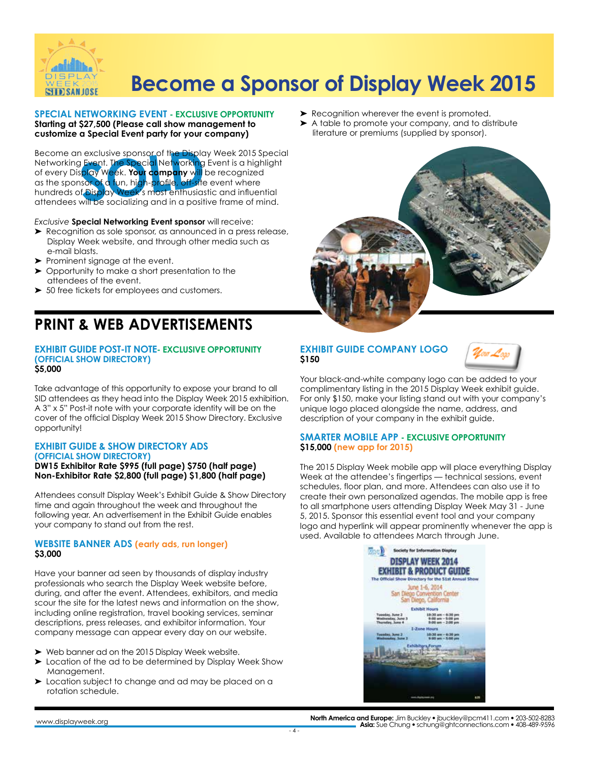# Become a Sponsor of Display Week 2015

### SPECIAL NETWORKING EVENT - EXCLUSIVE OPPORTUNITY

**Starting at $27,500 (Please call show management to customize a Special Event party for your company)**

SOLD

Become an exclusive sponsor of the Display Week 2015 Special Networking Event. The Special Networking Event is a highlight of every Display Week. **Your company** will be recognized as the sponsor of a fun, high-profile, off-site event where hundreds of Display Week's most enthusiastic and influential attendees will be socializing and in a positive frame of mind.

*Exclusive* **Special Networking Event sponsor** will receive:

- Recognition as sole sponsor, as announced in a press release, Display Week website, and through other media such as e-mail blasts.
- Prominent signage at the event.
- Opportunity to make a short presentation to the attendees of the event.
- 50 free tickets for employees and customers.
- Recognition wherever the event is promoted.
- A table to promote your company, and to distribute literature or premiums (supplied by sponsor).

## PRINT & WEB ADVERTISEMENTS

### EXHIBIT GUIDE POST-IT NOTE- EXCLUSIVE OPPORTUNITY (OFFICIAL SHOW DIRECTORY)

**$5,000**

Take advantage of this opportunity to expose your brand to all SID attendees as they head into the Display Week 2015 exhibition. A 3" x 5" Post-it note with your corporate identity will be on the cover of the official Display Week 2015 Show Directory. Exclusive opportunity!

### EXHIBIT GUIDE & SHOW DIRECTORY ADS (OFFICIAL SHOW DIRECTORY)

**DW15 Exhibitor Rate $995 (full page) $750 (half page)**
**Non-Exhibitor Rate $2,800 (full page) $1,800 (half page)**

Attendees consult Display Week's Exhibit Guide & Show Directory time and again throughout the week and throughout the following year. An advertisement in the Exhibit Guide enables your company to stand out from the rest.

### WEBSITE BANNER ADS (early ads, run longer)

**$3,000**

Have your banner ad seen by thousands of display industry professionals who search the Display Week website before, during, and after the event. Attendees, exhibitors, and media scour the site for the latest news and information on the show, including online registration, travel booking services, seminar descriptions, press releases, and exhibitor information. Your company message can appear every day on our website.

- Web banner ad on the 2015 Display Week website.
- Location of the ad to be determined by Display Week Show Management.
- Location subject to change and ad may be placed on a rotation schedule.

### EXHIBIT GUIDE COMPANY LOGO

**$150**

Your black-and-white company logo can be added to your complimentary listing in the 2015 Display Week exhibit guide. For only $150, make your listing stand out with your company's unique logo placed alongside the name, address, and description of your company in the exhibit guide.

### SMARTER MOBILE APP - EXCLUSIVE OPPORTUNITY

**$15,000** (new app for 2015)

The 2015 Display Week mobile app will place everything Display Week at the attendee's fingertips — technical sessions, event schedules, floor plan, and more. Attendees can also use it to create their own personalized agendas. The mobile app is free to all smartphone users attending Display Week May 31 - June 5, 2015. Sponsor this essential event tool and your company logo and hyperlink will appear prominently whenever the app is used. Available to attendees March through June.

www.displayweek.org

**North America and Europe:** Jim Buckley • jbuckley@pcm411.com • 203-502-8283
**Asia:** Sue Chung • schung@ghtconnections.com • 408-489-9596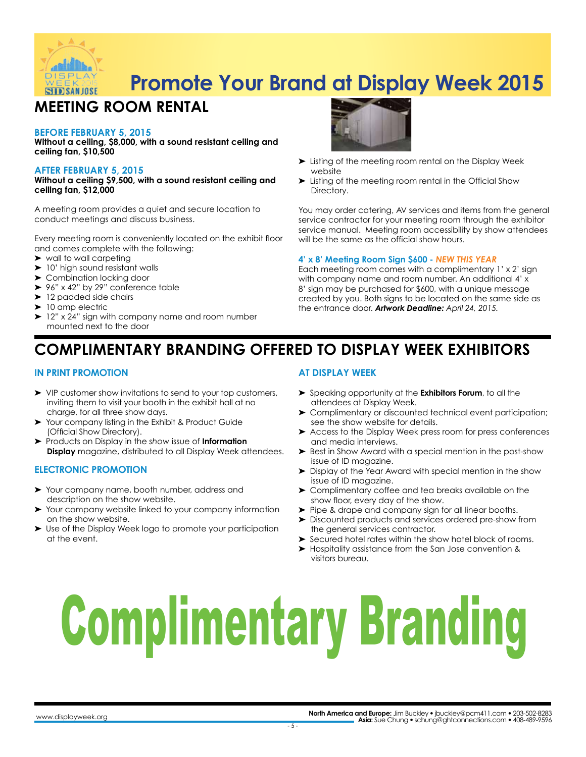# Promote Your Brand at Display Week 2015

## MEETING ROOM RENTAL

### BEFORE FEBRUARY 5, 2015

**Without a ceiling, $8,000, with a sound resistant ceiling and ceiling fan, $10,500**

### AFTER FEBRUARY 5, 2015

**Without a ceiling $9,500, with a sound resistant ceiling and ceiling fan, $12,000**

A meeting room provides a quiet and secure location to conduct meetings and discuss business.

Every meeting room is conveniently located on the exhibit floor and comes complete with the following:

- wall to wall carpeting
- 10' high sound resistant walls
- Combination locking door
- 96" x 42" by 29" conference table
- 12 padded side chairs
- 10 amp electric
- 12" x 24" sign with company name and room number mounted next to the door
- Listing of the meeting room rental on the Display Week website
- Listing of the meeting room rental in the Official Show Directory.

You may order catering, AV services and items from the general service contractor for your meeting room through the exhibitor service manual. Meeting room accessibility by show attendees will be the same as the official show hours.

### 4' x 8' Meeting Room Sign $600 - *NEW THIS YEAR*

Each meeting room comes with a complimentary 1' x 2' sign with company name and room number. An additional 4' x 8' sign may be purchased for $600, with a unique message created by you. Both signs to be located on the same side as the entrance door. ***Artwork Deadline:*** *April 24, 2015.*

## COMPLIMENTARY BRANDING OFFERED TO DISPLAY WEEK EXHIBITORS

### IN PRINT PROMOTION

- VIP customer show invitations to send to your top customers, inviting them to visit your booth in the exhibit hall at no charge, for all three show days.
- Your company listing in the Exhibit & Product Guide (Official Show Directory).
- Products on Display in the *show* issue of **Information Display** magazine, distributed to all Display Week attendees.

### ELECTRONIC PROMOTION

- Your company name, booth number, address and description on the show website.
- Your company website linked to your company information on the show website.
- Use of the Display Week logo to promote your participation at the event.

### AT DISPLAY WEEK

- Speaking opportunity at the **Exhibitors Forum**, to all the attendees at Display Week.
- Complimentary or discounted technical event participation; see the show website for details.
- Access to the Display Week press room for press conferences and media interviews.
- Best in Show Award with a special mention in the post-show issue of ID magazine.
- Display of the Year Award with special mention in the show issue of ID magazine.
- Complimentary coffee and tea breaks available on the show floor, every day of the show.
- Pipe & drape and company sign for all linear booths.
- Discounted products and services ordered pre-show from the general services contractor.
- Secured hotel rates within the show hotel block of rooms.
- Hospitality assistance from the San Jose convention & visitors bureau.

# Complimentary Branding

www.displayweek.org

**North America and Europe:** Jim Buckley • jbuckley@pcm411.com • 203-502-8283
**Asia:** Sue Chung • schung@ghtconnections.com • 408-489-9596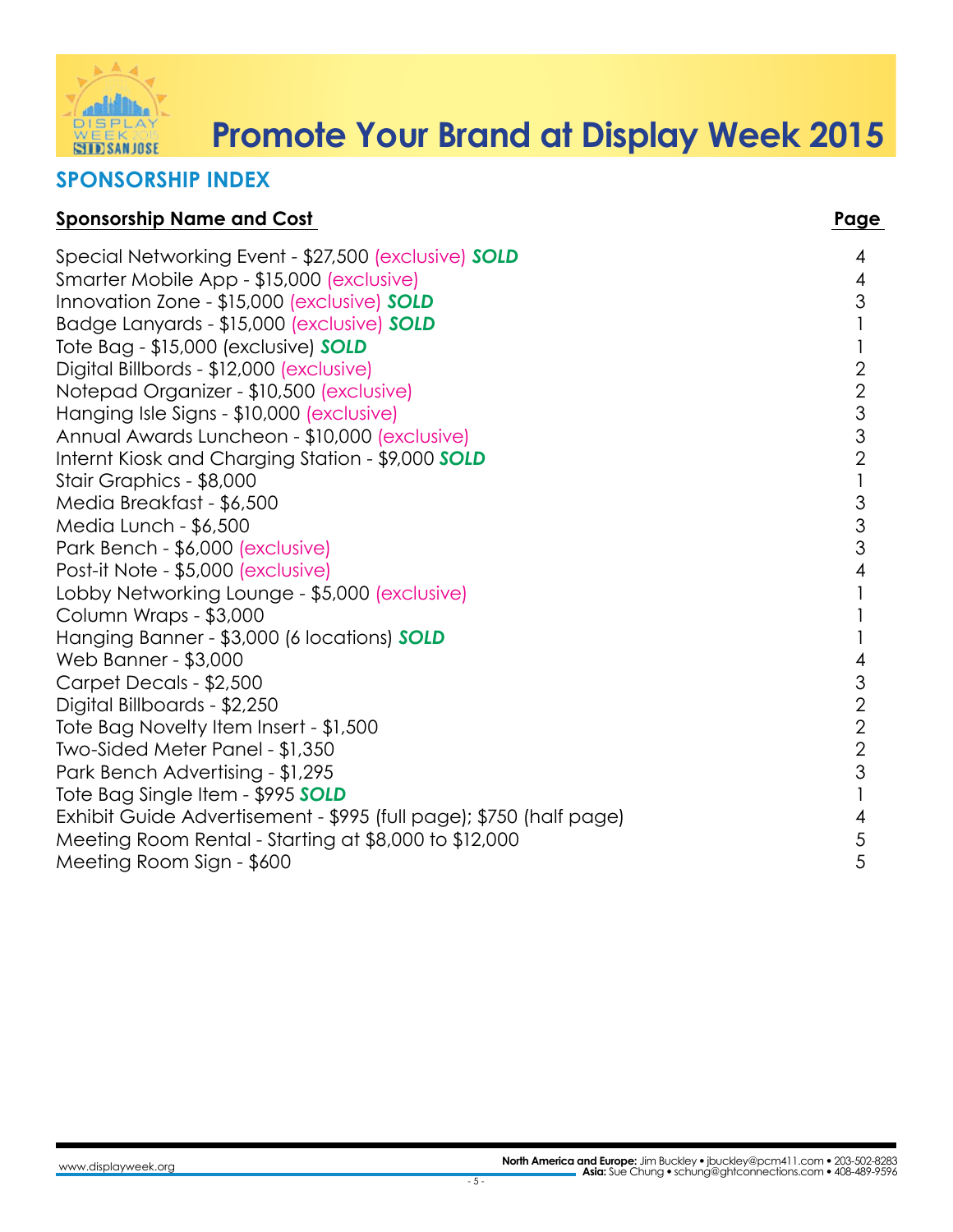# Promote Your Brand at Display Week 2015

## SPONSORSHIP INDEX

| Sponsorship Name and Cost | Page |
|---|---|
| Special Networking Event - $27,500 (exclusive) ***SOLD*** | 4 |
| Smarter Mobile App - $15,000 (exclusive) | 4 |
| Innovation Zone - $15,000 (exclusive) ***SOLD*** | 3 |
| Badge Lanyards - $15,000 (exclusive) ***SOLD*** | 1 |
| Tote Bag - $15,000 (exclusive) ***SOLD*** | 1 |
| Digital Billbords - $12,000 (exclusive) | 2 |
| Notepad Organizer - $10,500 (exclusive) | 2 |
| Hanging Isle Signs - $10,000 (exclusive) | 3 |
| Annual Awards Luncheon - $10,000 (exclusive) | 3 |
| Internt Kiosk and Charging Station - $9,000 ***SOLD*** | 2 |
| Stair Graphics - $8,000 | 1 |
| Media Breakfast - $6,500 | 3 |
| Media Lunch - $6,500 | 3 |
| Park Bench - $6,000 (exclusive) | 3 |
| Post-it Note - $5,000 (exclusive) | 4 |
| Lobby Networking Lounge - $5,000 (exclusive) | 1 |
| Column Wraps - $3,000 | 1 |
| Hanging Banner - $3,000 (6 locations) ***SOLD*** | 1 |
| Web Banner - $3,000 | 4 |
| Carpet Decals - $2,500 | 3 |
| Digital Billboards - $2,250 | 2 |
| Tote Bag Novelty Item Insert - $1,500 | 2 |
| Two-Sided Meter Panel - $1,350 | 2 |
| Park Bench Advertising - $1,295 | 3 |
| Tote Bag Single Item - $995 ***SOLD*** | 1 |
| Exhibit Guide Advertisement - $995 (full page); $750 (half page) | 4 |
| Meeting Room Rental - Starting at $8,000 to $12,000 | 5 |
| Meeting Room Sign - $600 | 5 |

www.displayweek.org

**North America and Europe:** Jim Buckley • jbuckley@pcm411.com • 203-502-8283
**Asia:** Sue Chung • schung@ghtconnections.com • 408-489-9596